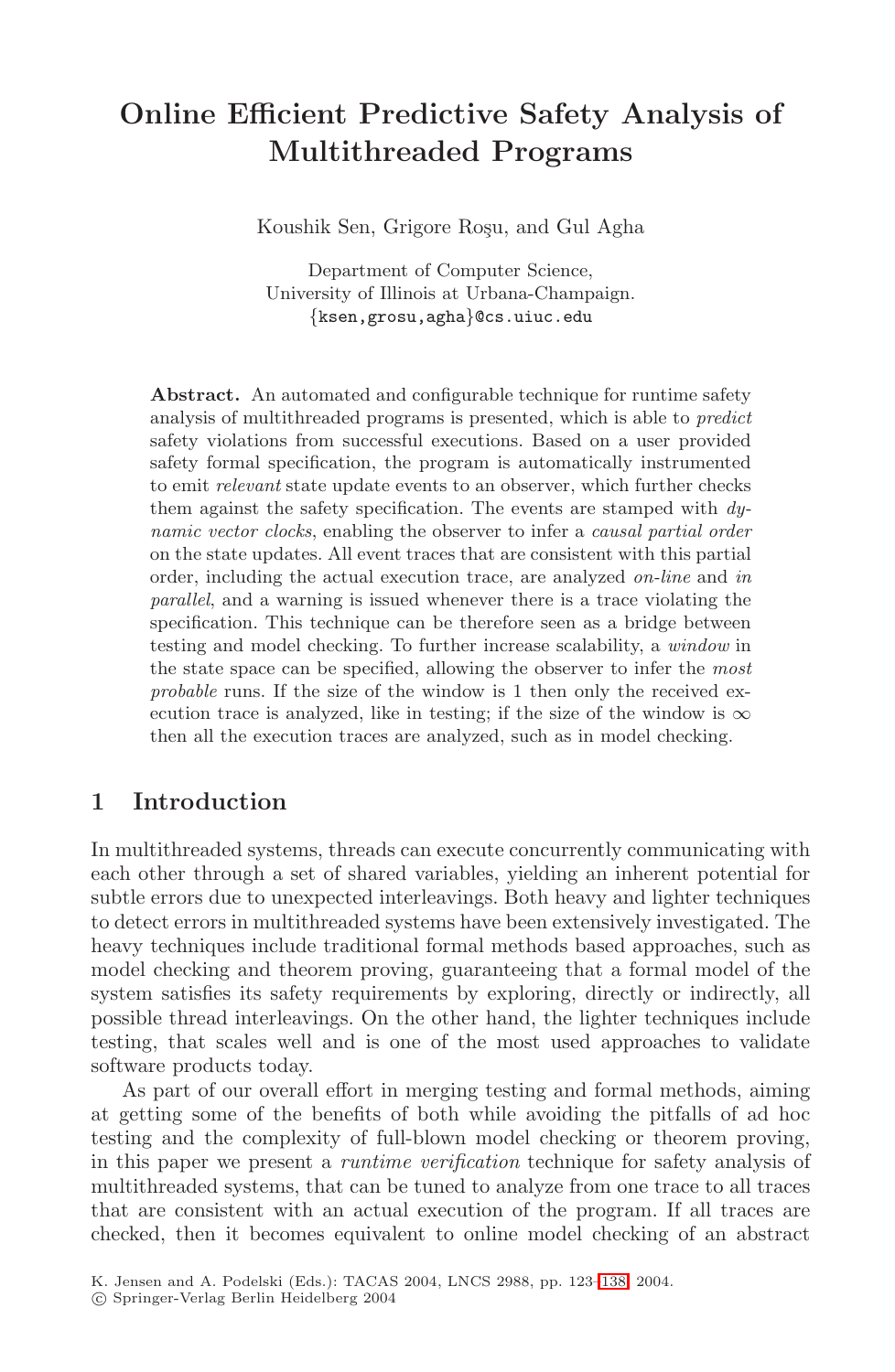# Online Efficient Predictive Safety Analysis of Multithreaded Programs

Koushik Sen, Grigore Roşu, and Gul Agha

Department of Computer Science,
University of Illinois at Urbana-Champaign.
{ksen,grosu,agha}@cs.uiuc.edu

**Abstract.** An automated and configurable technique for runtime safety analysis of multithreaded programs is presented, which is able to *predict* safety violations from successful executions. Based on a user provided safety formal specification, the program is automatically instrumented to emit *relevant* state update events to an observer, which further checks them against the safety specification. The events are stamped with *dynamic vector clocks*, enabling the observer to infer a *causal partial order* on the state updates. All event traces that are consistent with this partial order, including the actual execution trace, are analyzed *on-line* and *in parallel*, and a warning is issued whenever there is a trace violating the specification. This technique can be therefore seen as a bridge between testing and model checking. To further increase scalability, a *window* in the state space can be specified, allowing the observer to infer the *most probable* runs. If the size of the window is 1 then only the received execution trace is analyzed, like in testing; if the size of the window is $\infty$ then all the execution traces are analyzed, such as in model checking.

## 1 Introduction

In multithreaded systems, threads can execute concurrently communicating with each other through a set of shared variables, yielding an inherent potential for subtle errors due to unexpected interleavings. Both heavy and lighter techniques to detect errors in multithreaded systems have been extensively investigated. The heavy techniques include traditional formal methods based approaches, such as model checking and theorem proving, guaranteeing that a formal model of the system satisfies its safety requirements by exploring, directly or indirectly, all possible thread interleavings. On the other hand, the lighter techniques include testing, that scales well and is one of the most used approaches to validate software products today.

As part of our overall effort in merging testing and formal methods, aiming at getting some of the benefits of both while avoiding the pitfalls of ad hoc testing and the complexity of full-blown model checking or theorem proving, in this paper we present a *runtime verification* technique for safety analysis of multithreaded systems, that can be tuned to analyze from one trace to all traces that are consistent with an actual execution of the program. If all traces are checked, then it becomes equivalent to online model checking of an abstract

K. Jensen and A. Podelski (Eds.): TACAS 2004, LNCS 2988, pp. 123–138, 2004.
© Springer-Verlag Berlin Heidelberg 2004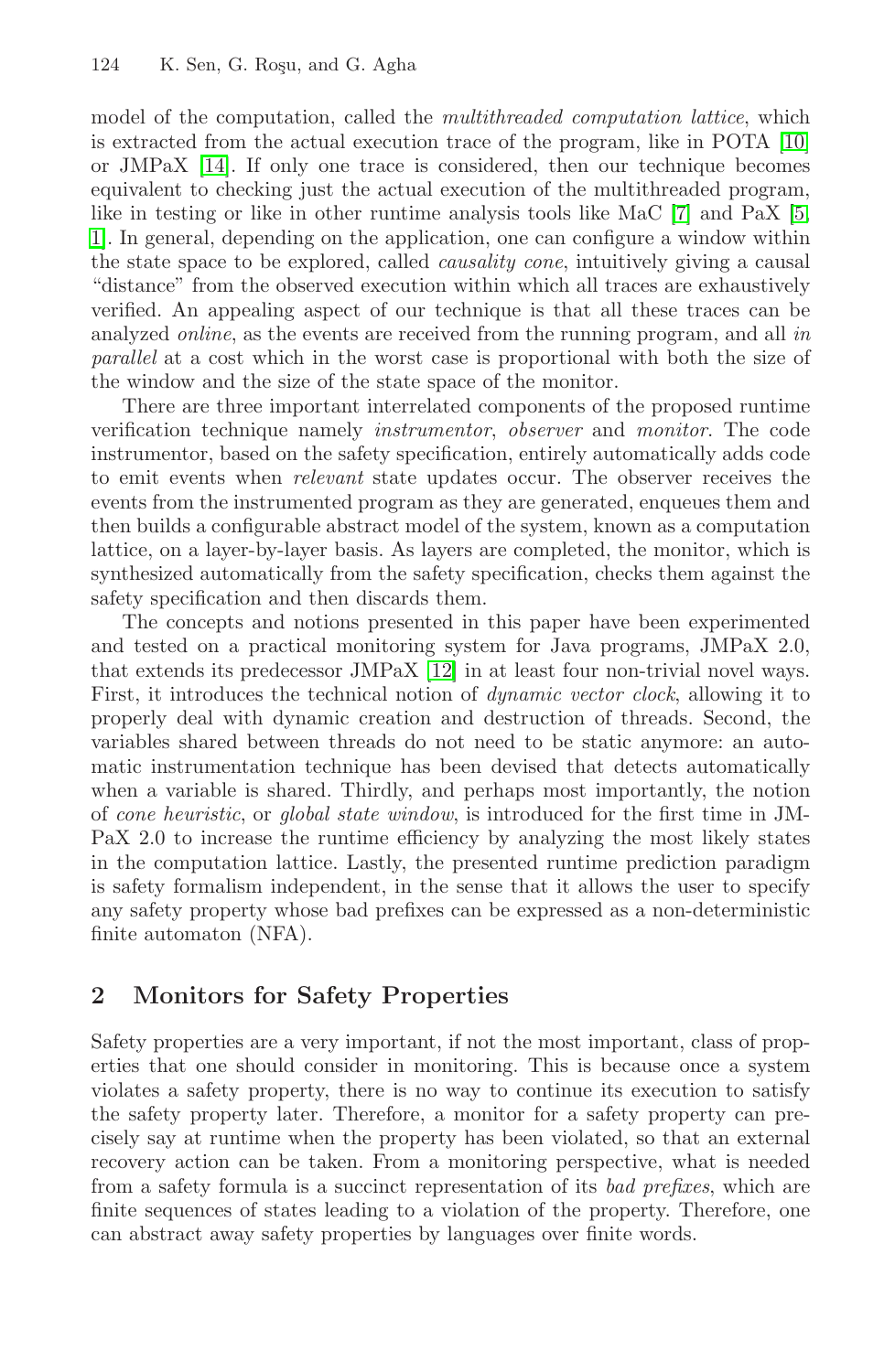model of the computation, called the *multithreaded computation lattice*, which is extracted from the actual execution trace of the program, like in POTA [10] or JMPaX [14]. If only one trace is considered, then our technique becomes equivalent to checking just the actual execution of the multithreaded program, like in testing or like in other runtime analysis tools like MaC [7] and PaX [5, 1]. In general, depending on the application, one can configure a window within the state space to be explored, called *causality cone*, intuitively giving a causal "distance" from the observed execution within which all traces are exhaustively verified. An appealing aspect of our technique is that all these traces can be analyzed *online*, as the events are received from the running program, and all *in parallel* at a cost which in the worst case is proportional with both the size of the window and the size of the state space of the monitor.

There are three important interrelated components of the proposed runtime verification technique namely *instrumentor*, *observer* and *monitor*. The code instrumentor, based on the safety specification, entirely automatically adds code to emit events when *relevant* state updates occur. The observer receives the events from the instrumented program as they are generated, enqueues them and then builds a configurable abstract model of the system, known as a computation lattice, on a layer-by-layer basis. As layers are completed, the monitor, which is synthesized automatically from the safety specification, checks them against the safety specification and then discards them.

The concepts and notions presented in this paper have been experimented and tested on a practical monitoring system for Java programs, JMPaX 2.0, that extends its predecessor JMPaX [12] in at least four non-trivial novel ways. First, it introduces the technical notion of *dynamic vector clock*, allowing it to properly deal with dynamic creation and destruction of threads. Second, the variables shared between threads do not need to be static anymore: an automatic instrumentation technique has been devised that detects automatically when a variable is shared. Thirdly, and perhaps most importantly, the notion of *cone heuristic*, or *global state window*, is introduced for the first time in JMPaX 2.0 to increase the runtime efficiency by analyzing the most likely states in the computation lattice. Lastly, the presented runtime prediction paradigm is safety formalism independent, in the sense that it allows the user to specify any safety property whose bad prefixes can be expressed as a non-deterministic finite automaton (NFA).

## 2 Monitors for Safety Properties

Safety properties are a very important, if not the most important, class of properties that one should consider in monitoring. This is because once a system violates a safety property, there is no way to continue its execution to satisfy the safety property later. Therefore, a monitor for a safety property can precisely say at runtime when the property has been violated, so that an external recovery action can be taken. From a monitoring perspective, what is needed from a safety formula is a succinct representation of its *bad prefixes*, which are finite sequences of states leading to a violation of the property. Therefore, one can abstract away safety properties by languages over finite words.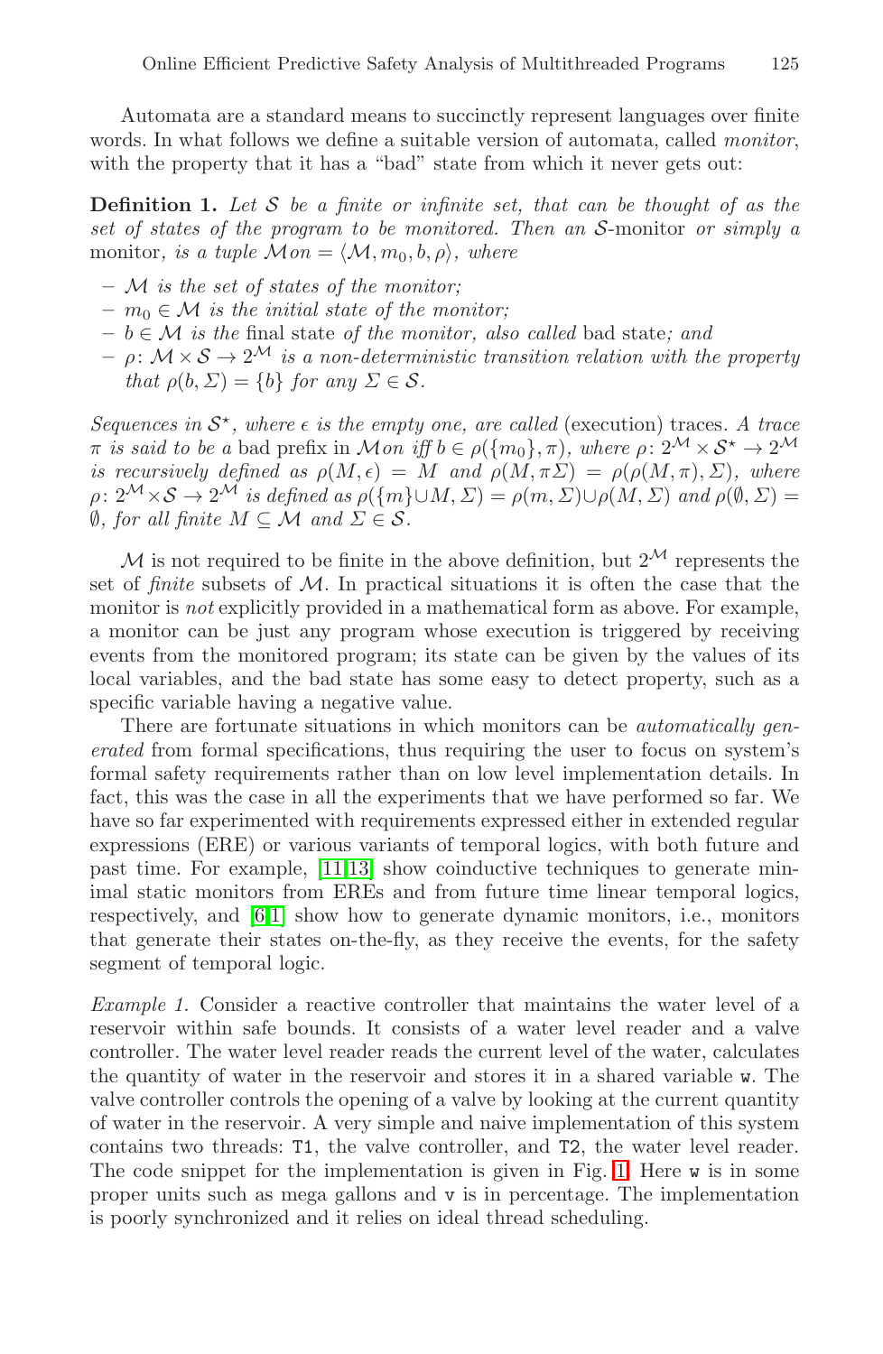Automata are a standard means to succinctly represent languages over finite words. In what follows we define a suitable version of automata, called *monitor*, with the property that it has a "bad" state from which it never gets out:

**Definition 1.** *Let $\mathcal{S}$ be a finite or infinite set, that can be thought of as the set of states of the program to be monitored. Then an $\mathcal{S}$-*monitor *or simply a* monitor*, is a tuple $\mathcal{M}on = \langle \mathcal{M}, m_0, b, \rho \rangle$, where*

- *$\mathcal{M}$ is the set of states of the monitor;*
- *$m_0 \in \mathcal{M}$ is the initial state of the monitor;*
- *$b \in \mathcal{M}$ is the* final state *of the monitor, also called* bad state*; and*
- *$\rho \colon \mathcal{M} \times \mathcal{S} \to 2^{\mathcal{M}}$ is a non-deterministic transition relation with the property that $\rho(b, \Sigma) = \{b\}$ for any $\Sigma \in \mathcal{S}$.*

*Sequences in $\mathcal{S}^\star$, where $\epsilon$ is the empty one, are called* (execution) traces*. A trace $\pi$ is said to be a* bad prefix *in $\mathcal{M}on$ iff $b \in \rho(\{m_0\}, \pi)$, where $\rho \colon 2^{\mathcal{M}} \times \mathcal{S}^\star \to 2^{\mathcal{M}}$ is recursively defined as $\rho(M, \epsilon) = M$ and $\rho(M, \pi\Sigma) = \rho(\rho(M, \pi), \Sigma)$, where $\rho \colon 2^{\mathcal{M}} \times \mathcal{S} \to 2^{\mathcal{M}}$ is defined as $\rho(\{m\} \cup M, \Sigma) = \rho(m, \Sigma) \cup \rho(M, \Sigma)$ and $\rho(\emptyset, \Sigma) = \emptyset$, for all finite $M \subseteq \mathcal{M}$ and $\Sigma \in \mathcal{S}$.*

$\mathcal{M}$ is not required to be finite in the above definition, but $2^{\mathcal{M}}$ represents the set of *finite* subsets of $\mathcal{M}$. In practical situations it is often the case that the monitor is *not* explicitly provided in a mathematical form as above. For example, a monitor can be just any program whose execution is triggered by receiving events from the monitored program; its state can be given by the values of its local variables, and the bad state has some easy to detect property, such as a specific variable having a negative value.

There are fortunate situations in which monitors can be *automatically generated* from formal specifications, thus requiring the user to focus on system's formal safety requirements rather than on low level implementation details. In fact, this was the case in all the experiments that we have performed so far. We have so far experimented with requirements expressed either in extended regular expressions (ERE) or various variants of temporal logics, with both future and past time. For example, [11,13] show coinductive techniques to generate minimal static monitors from EREs and from future time linear temporal logics, respectively, and [6,1] show how to generate dynamic monitors, i.e., monitors that generate their states on-the-fly, as they receive the events, for the safety segment of temporal logic.

*Example 1.* Consider a reactive controller that maintains the water level of a reservoir within safe bounds. It consists of a water level reader and a valve controller. The water level reader reads the current level of the water, calculates the quantity of water in the reservoir and stores it in a shared variable `w`. The valve controller controls the opening of a valve by looking at the current quantity of water in the reservoir. A very simple and naive implementation of this system contains two threads: `T1`, the valve controller, and `T2`, the water level reader. The code snippet for the implementation is given in Fig. 1. Here `w` is in some proper units such as mega gallons and `v` is in percentage. The implementation is poorly synchronized and it relies on ideal thread scheduling.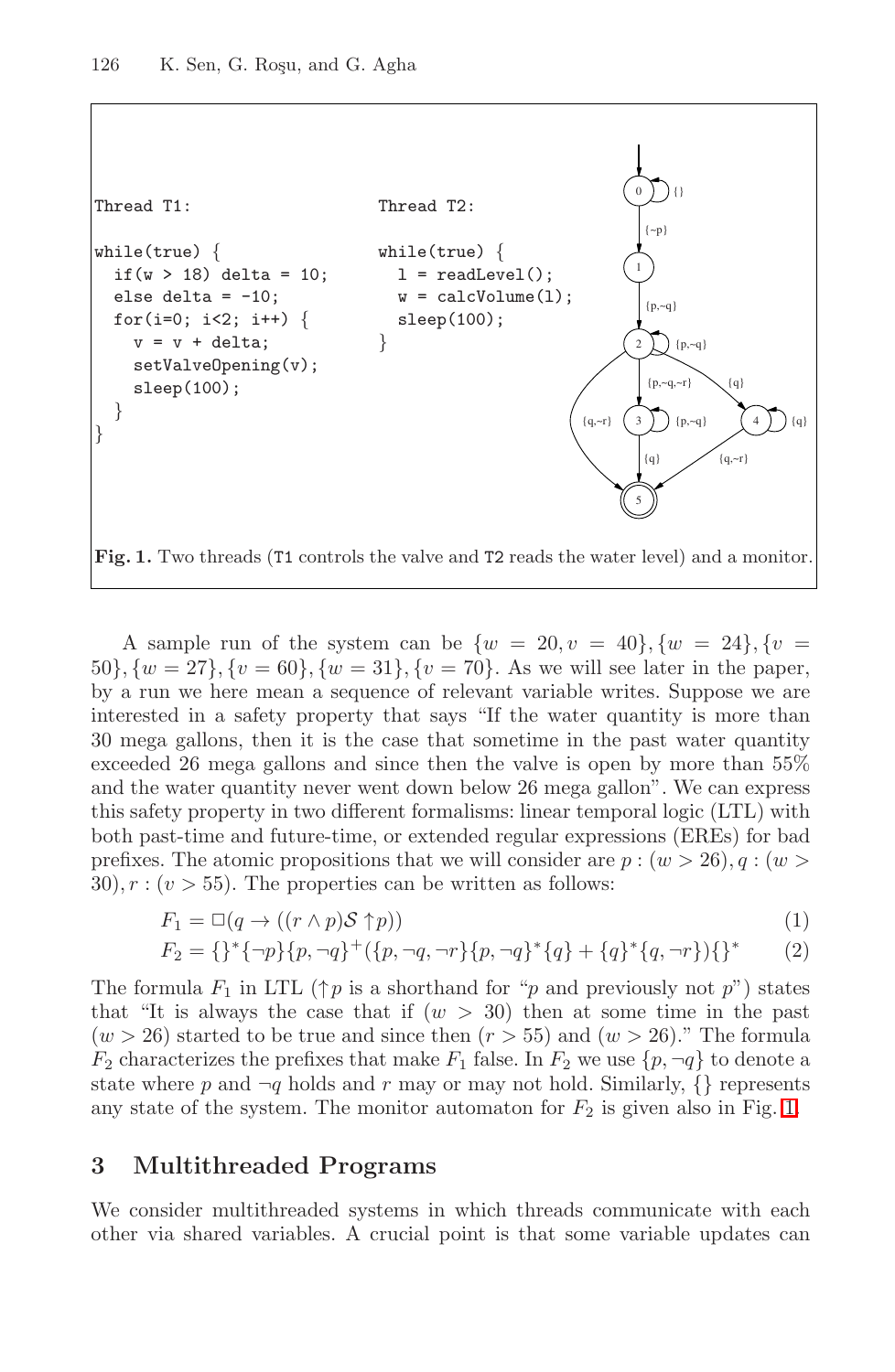```
Thread T1:

while(true) {
  if(w > 18) delta = 10;
  else delta = -10;
  for(i=0; i<2; i++) {
    v = v + delta;
    setValveOpening(v);
    sleep(100);
  }
}
```

```
Thread T2:

while(true) {
  l = readLevel();
  w = calcVolume(l);
  sleep(100);
}
```

**Fig. 1.** Two threads (`T1` controls the valve and `T2` reads the water level) and a monitor.

A sample run of the system can be $\{w = 20, v = 40\}, \{w = 24\}, \{v = 50\}, \{w = 27\}, \{v = 60\}, \{w = 31\}, \{v = 70\}$. As we will see later in the paper, by a run we here mean a sequence of relevant variable writes. Suppose we are interested in a safety property that says "If the water quantity is more than 30 mega gallons, then it is the case that sometime in the past water quantity exceeded 26 mega gallons and since then the valve is open by more than 55% and the water quantity never went down below 26 mega gallon". We can express this safety property in two different formalisms: linear temporal logic (LTL) with both past-time and future-time, or extended regular expressions (EREs) for bad prefixes. The atomic propositions that we will consider are $p : (w > 26), q : (w > 30), r : (v > 55)$. The properties can be written as follows:

$$F_1 = \Box(q \rightarrow ((r \wedge p) \mathcal{S} \uparrow p)) \tag{1}$$

$$F_2 = \{\}^*\{\neg p\}\{p, \neg q\}^+(\{p, \neg q, \neg r\}\{p, \neg q\}^*\{q\} + \{q\}^*\{q, \neg r\})\{\}^* \tag{2}$$

The formula $F_1$ in LTL ($\uparrow p$ is a shorthand for "$p$ and previously not $p$") states that "It is always the case that if $(w > 30)$ then at some time in the past $(w > 26)$ started to be true and since then $(r > 55)$ and $(w > 26)$." The formula $F_2$ characterizes the prefixes that make $F_1$ false. In $F_2$ we use $\{p, \neg q\}$ to denote a state where $p$ and $\neg q$ holds and $r$ may or may not hold. Similarly, $\{\}$ represents any state of the system. The monitor automaton for $F_2$ is given also in Fig. 1.

## 3 Multithreaded Programs

We consider multithreaded systems in which threads communicate with each other via shared variables. A crucial point is that some variable updates can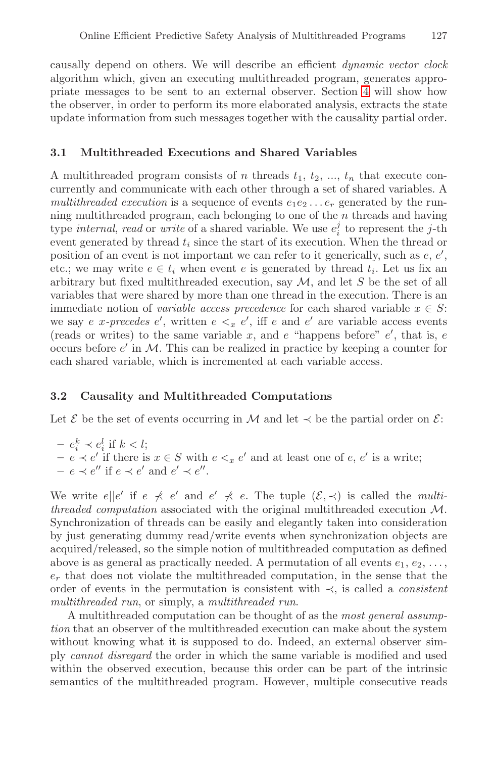causally depend on others. We will describe an efficient *dynamic vector clock* algorithm which, given an executing multithreaded program, generates appropriate messages to be sent to an external observer. Section 4 will show how the observer, in order to perform its more elaborated analysis, extracts the state update information from such messages together with the causality partial order.

### 3.1 Multithreaded Executions and Shared Variables

A multithreaded program consists of $n$ threads $t_1$, $t_2$, ..., $t_n$ that execute concurrently and communicate with each other through a set of shared variables. A *multithreaded execution* is a sequence of events $e_1 e_2 \ldots e_r$ generated by the running multithreaded program, each belonging to one of the $n$ threads and having type *internal*, *read* or *write* of a shared variable. We use $e_i^j$ to represent the $j$-th event generated by thread $t_i$ since the start of its execution. When the thread or position of an event is not important we can refer to it generically, such as $e$, $e'$, etc.; we may write $e \in t_i$ when event $e$ is generated by thread $t_i$. Let us fix an arbitrary but fixed multithreaded execution, say $\mathcal{M}$, and let $S$ be the set of all variables that were shared by more than one thread in the execution. There is an immediate notion of *variable access precedence* for each shared variable $x \in S$: we say $e$ *x-precedes* $e'$, written $e <_x e'$, iff $e$ and $e'$ are variable access events (reads or writes) to the same variable $x$, and $e$ "happens before" $e'$, that is, $e$ occurs before $e'$ in $\mathcal{M}$. This can be realized in practice by keeping a counter for each shared variable, which is incremented at each variable access.

### 3.2 Causality and Multithreaded Computations

Let $\mathcal{E}$ be the set of events occurring in $\mathcal{M}$ and let $\prec$ be the partial order on $\mathcal{E}$:

- $e_i^k \prec e_i^l$ if $k < l$;
- $e \prec e'$ if there is $x \in S$ with $e <_x e'$ and at least one of $e$, $e'$ is a write;
- $e \prec e''$ if $e \prec e'$ and $e' \prec e''$.

We write $e || e'$ if $e \not\prec e'$ and $e' \not\prec e$. The tuple $(\mathcal{E}, \prec)$ is called the *multithreaded computation* associated with the original multithreaded execution $\mathcal{M}$. Synchronization of threads can be easily and elegantly taken into consideration by just generating dummy read/write events when synchronization objects are acquired/released, so the simple notion of multithreaded computation as defined above is as general as practically needed. A permutation of all events $e_1$, $e_2$, ..., $e_r$ that does not violate the multithreaded computation, in the sense that the order of events in the permutation is consistent with $\prec$, is called a *consistent multithreaded run*, or simply, a *multithreaded run*.

A multithreaded computation can be thought of as the *most general assumption* that an observer of the multithreaded execution can make about the system without knowing what it is supposed to do. Indeed, an external observer simply *cannot disregard* the order in which the same variable is modified and used within the observed execution, because this order can be part of the intrinsic semantics of the multithreaded program. However, multiple consecutive reads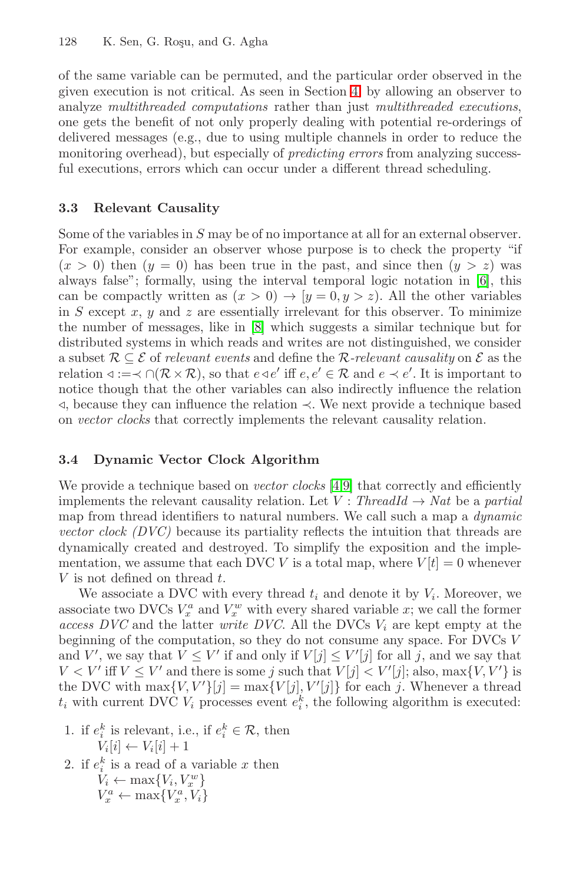of the same variable can be permuted, and the particular order observed in the given execution is not critical. As seen in Section 4, by allowing an observer to analyze *multithreaded computations* rather than just *multithreaded executions*, one gets the benefit of not only properly dealing with potential re-orderings of delivered messages (e.g., due to using multiple channels in order to reduce the monitoring overhead), but especially of *predicting errors* from analyzing successful executions, errors which can occur under a different thread scheduling.

### 3.3 Relevant Causality

Some of the variables in $S$ may be of no importance at all for an external observer. For example, consider an observer whose purpose is to check the property "if $(x > 0)$ then $(y = 0)$ has been true in the past, and since then $(y > z)$ was always false"; formally, using the interval temporal logic notation in [6], this can be compactly written as $(x > 0) \rightarrow [y = 0, y > z)$. All the other variables in $S$ except $x$, $y$ and $z$ are essentially irrelevant for this observer. To minimize the number of messages, like in [8] which suggests a similar technique but for distributed systems in which reads and writes are not distinguished, we consider a subset $\mathcal{R} \subseteq \mathcal{E}$ of *relevant events* and define the $\mathcal{R}$-*relevant causality* on $\mathcal{E}$ as the relation $\lhd := \prec \cap (\mathcal{R} \times \mathcal{R})$, so that $e \lhd e'$ iff $e, e' \in \mathcal{R}$ and $e \prec e'$. It is important to notice though that the other variables can also indirectly influence the relation $\lhd$, because they can influence the relation $\prec$. We next provide a technique based on *vector clocks* that correctly implements the relevant causality relation.

### 3.4 Dynamic Vector Clock Algorithm

We provide a technique based on *vector clocks* [4,9] that correctly and efficiently implements the relevant causality relation. Let $V : ThreadId \rightarrow Nat$ be a *partial* map from thread identifiers to natural numbers. We call such a map a *dynamic vector clock (DVC)* because its partiality reflects the intuition that threads are dynamically created and destroyed. To simplify the exposition and the implementation, we assume that each DVC $V$ is a total map, where $V[t] = 0$ whenever $V$ is not defined on thread $t$.

We associate a DVC with every thread $t_i$ and denote it by $V_i$. Moreover, we associate two DVCs $V_x^a$ and $V_x^w$ with every shared variable $x$; we call the former *access DVC* and the latter *write DVC*. All the DVCs $V_i$ are kept empty at the beginning of the computation, so they do not consume any space. For DVCs $V$ and $V'$, we say that $V \leq V'$ if and only if $V[j] \leq V'[j]$ for all $j$, and we say that $V < V'$ iff $V \leq V'$ and there is some $j$ such that $V[j] < V'[j]$; also, $\max\{V, V'\}$ is the DVC with $\max\{V, V'\}[j] = \max\{V[j], V'[j]\}$ for each $j$. Whenever a thread $t_i$ with current DVC $V_i$ processes event $e_i^k$, the following algorithm is executed:

1. if $e_i^k$ is relevant, i.e., if $e_i^k \in \mathcal{R}$, then
   $V_i[i] \leftarrow V_i[i] + 1$
2. if $e_i^k$ is a read of a variable $x$ then
   $V_i \leftarrow \max\{V_i, V_x^w\}$
   $V_x^a \leftarrow \max\{V_x^a, V_i\}$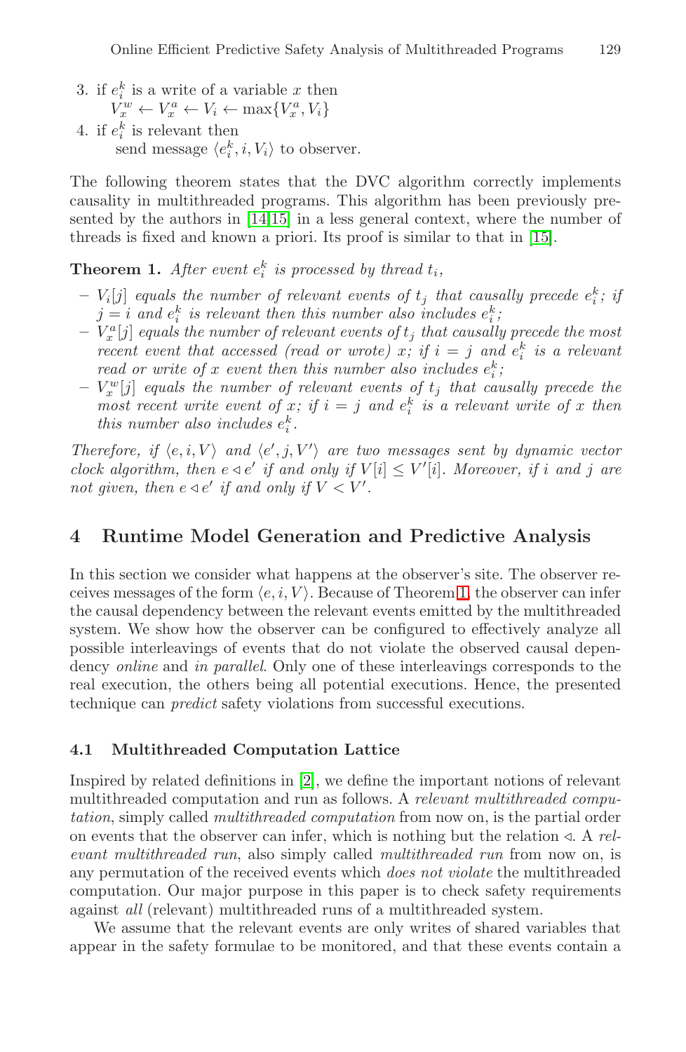3. if $e_i^k$ is a write of a variable $x$ then
   $V_x^w \leftarrow V_x^a \leftarrow V_i \leftarrow \max\{V_x^a, V_i\}$
4. if $e_i^k$ is relevant then
   send message $\langle e_i^k, i, V_i \rangle$ to observer.

The following theorem states that the DVC algorithm correctly implements causality in multithreaded programs. This algorithm has been previously presented by the authors in [14,15] in a less general context, where the number of threads is fixed and known a priori. Its proof is similar to that in [15].

**Theorem 1.** *After event $e_i^k$ is processed by thread $t_i$,*

- *$V_i[j]$ equals the number of relevant events of $t_j$ that causally precede $e_i^k$; if $j = i$ and $e_i^k$ is relevant then this number also includes $e_i^k$;*
- *$V_x^a[j]$ equals the number of relevant events of $t_j$ that causally precede the most recent event that accessed (read or wrote) $x$; if $i = j$ and $e_i^k$ is a relevant read or write of $x$ event then this number also includes $e_i^k$;*
- *$V_x^w[j]$ equals the number of relevant events of $t_j$ that causally precede the most recent write event of $x$; if $i = j$ and $e_i^k$ is a relevant write of $x$ then this number also includes $e_i^k$.*

*Therefore, if $\langle e, i, V \rangle$ and $\langle e', j, V' \rangle$ are two messages sent by dynamic vector clock algorithm, then $e \lhd e'$ if and only if $V[i] \leq V'[i]$. Moreover, if $i$ and $j$ are not given, then $e \lhd e'$ if and only if $V < V'$.*

## 4 Runtime Model Generation and Predictive Analysis

In this section we consider what happens at the observer's site. The observer receives messages of the form $\langle e, i, V \rangle$. Because of Theorem 1, the observer can infer the causal dependency between the relevant events emitted by the multithreaded system. We show how the observer can be configured to effectively analyze all possible interleavings of events that do not violate the observed causal dependency *online* and *in parallel*. Only one of these interleavings corresponds to the real execution, the others being all potential executions. Hence, the presented technique can *predict* safety violations from successful executions.

### 4.1 Multithreaded Computation Lattice

Inspired by related definitions in [2], we define the important notions of relevant multithreaded computation and run as follows. A *relevant multithreaded computation*, simply called *multithreaded computation* from now on, is the partial order on events that the observer can infer, which is nothing but the relation $\lhd$. A *relevant multithreaded run*, also simply called *multithreaded run* from now on, is any permutation of the received events which *does not violate* the multithreaded computation. Our major purpose in this paper is to check safety requirements against *all* (relevant) multithreaded runs of a multithreaded system.

We assume that the relevant events are only writes of shared variables that appear in the safety formulae to be monitored, and that these events contain a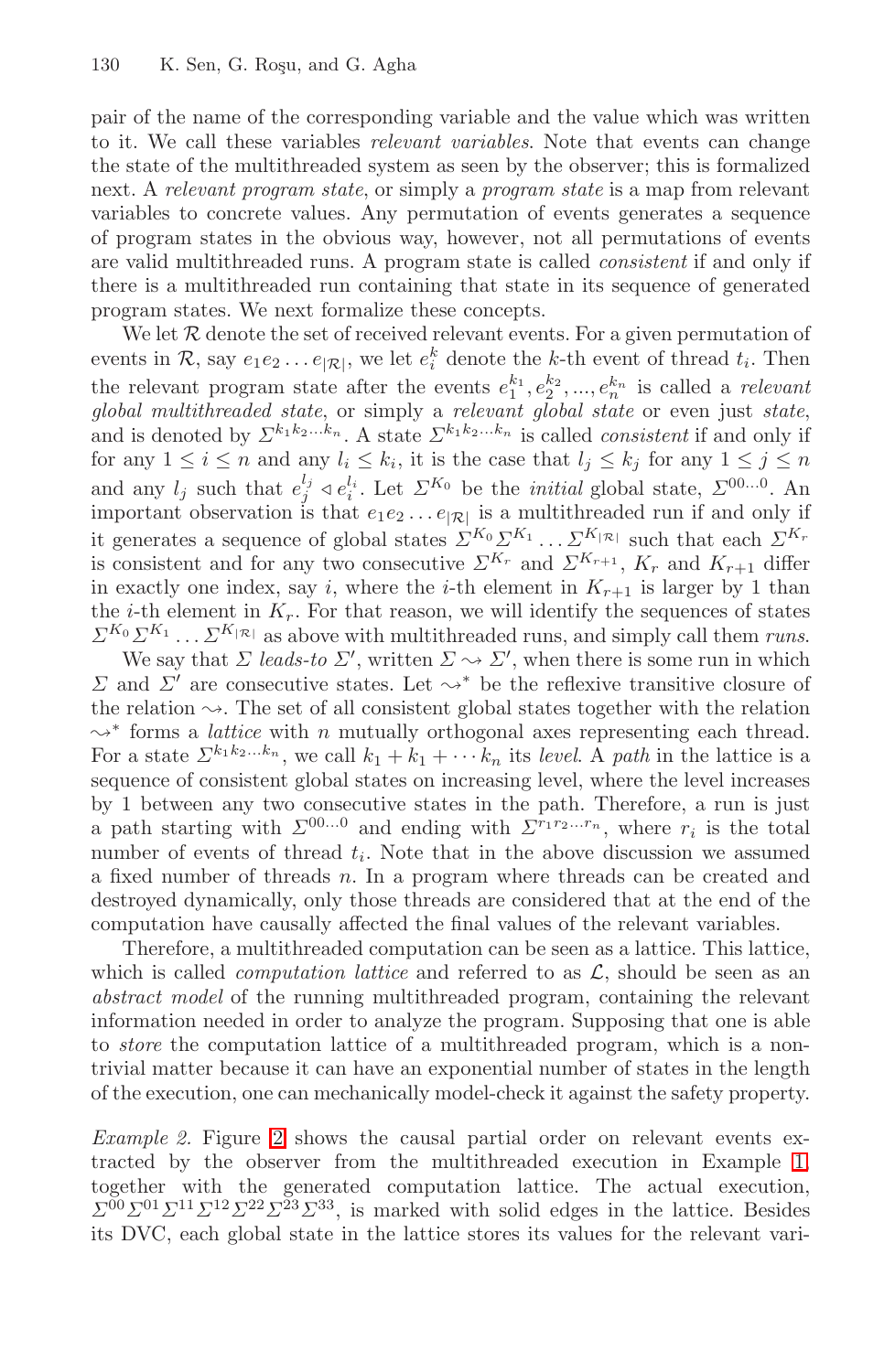pair of the name of the corresponding variable and the value which was written to it. We call these variables *relevant variables*. Note that events can change the state of the multithreaded system as seen by the observer; this is formalized next. A *relevant program state*, or simply a *program state* is a map from relevant variables to concrete values. Any permutation of events generates a sequence of program states in the obvious way, however, not all permutations of events are valid multithreaded runs. A program state is called *consistent* if and only if there is a multithreaded run containing that state in its sequence of generated program states. We next formalize these concepts.

We let $\mathcal{R}$ denote the set of received relevant events. For a given permutation of events in $\mathcal{R}$, say $e_1 e_2 \ldots e_{|\mathcal{R}|}$, we let $e_i^k$ denote the $k$-th event of thread $t_i$. Then the relevant program state after the events $e_1^{k_1}, e_2^{k_2}, ..., e_n^{k_n}$ is called a *relevant global multithreaded state*, or simply a *relevant global state* or even just *state*, and is denoted by $\Sigma^{k_1 k_2 \ldots k_n}$. A state $\Sigma^{k_1 k_2 \ldots k_n}$ is called *consistent* if and only if for any $1 \leq i \leq n$ and any $l_i \leq k_i$, it is the case that $l_j \leq k_j$ for any $1 \leq j \leq n$ and any $l_j$ such that $e_j^{l_j} \lhd e_i^{l_i}$. Let $\Sigma^{K_0}$ be the *initial* global state, $\Sigma^{00\ldots0}$. An important observation is that $e_1 e_2 \ldots e_{|\mathcal{R}|}$ is a multithreaded run if and only if it generates a sequence of global states $\Sigma^{K_0} \Sigma^{K_1} \ldots \Sigma^{K_{|\mathcal{R}|}}$ such that each $\Sigma^{K_r}$ is consistent and for any two consecutive $\Sigma^{K_r}$ and $\Sigma^{K_{r+1}}$, $K_r$ and $K_{r+1}$ differ in exactly one index, say $i$, where the $i$-th element in $K_{r+1}$ is larger by 1 than the $i$-th element in $K_r$. For that reason, we will identify the sequences of states $\Sigma^{K_0} \Sigma^{K_1} \ldots \Sigma^{K_{|\mathcal{R}|}}$ as above with multithreaded runs, and simply call them *runs*.

We say that $\Sigma$ *leads-to* $\Sigma'$, written $\Sigma \leadsto \Sigma'$, when there is some run in which $\Sigma$ and $\Sigma'$ are consecutive states. Let $\leadsto^*$ be the reflexive transitive closure of the relation $\leadsto$. The set of all consistent global states together with the relation $\leadsto^*$ forms a *lattice* with $n$ mutually orthogonal axes representing each thread. For a state $\Sigma^{k_1 k_2 \ldots k_n}$, we call $k_1 + k_1 + \cdots k_n$ its *level*. A *path* in the lattice is a sequence of consistent global states on increasing level, where the level increases by 1 between any two consecutive states in the path. Therefore, a run is just a path starting with $\Sigma^{00\ldots0}$ and ending with $\Sigma^{r_1 r_2 \ldots r_n}$, where $r_i$ is the total number of events of thread $t_i$. Note that in the above discussion we assumed a fixed number of threads $n$. In a program where threads can be created and destroyed dynamically, only those threads are considered that at the end of the computation have causally affected the final values of the relevant variables.

Therefore, a multithreaded computation can be seen as a lattice. This lattice, which is called *computation lattice* and referred to as $\mathcal{L}$, should be seen as an *abstract model* of the running multithreaded program, containing the relevant information needed in order to analyze the program. Supposing that one is able to *store* the computation lattice of a multithreaded program, which is a non-trivial matter because it can have an exponential number of states in the length of the execution, one can mechanically model-check it against the safety property.

*Example 2.* Figure 2 shows the causal partial order on relevant events extracted by the observer from the multithreaded execution in Example 1, together with the generated computation lattice. The actual execution, $\Sigma^{00} \Sigma^{01} \Sigma^{11} \Sigma^{12} \Sigma^{22} \Sigma^{23} \Sigma^{33}$, is marked with solid edges in the lattice. Besides its DVC, each global state in the lattice stores its values for the relevant vari-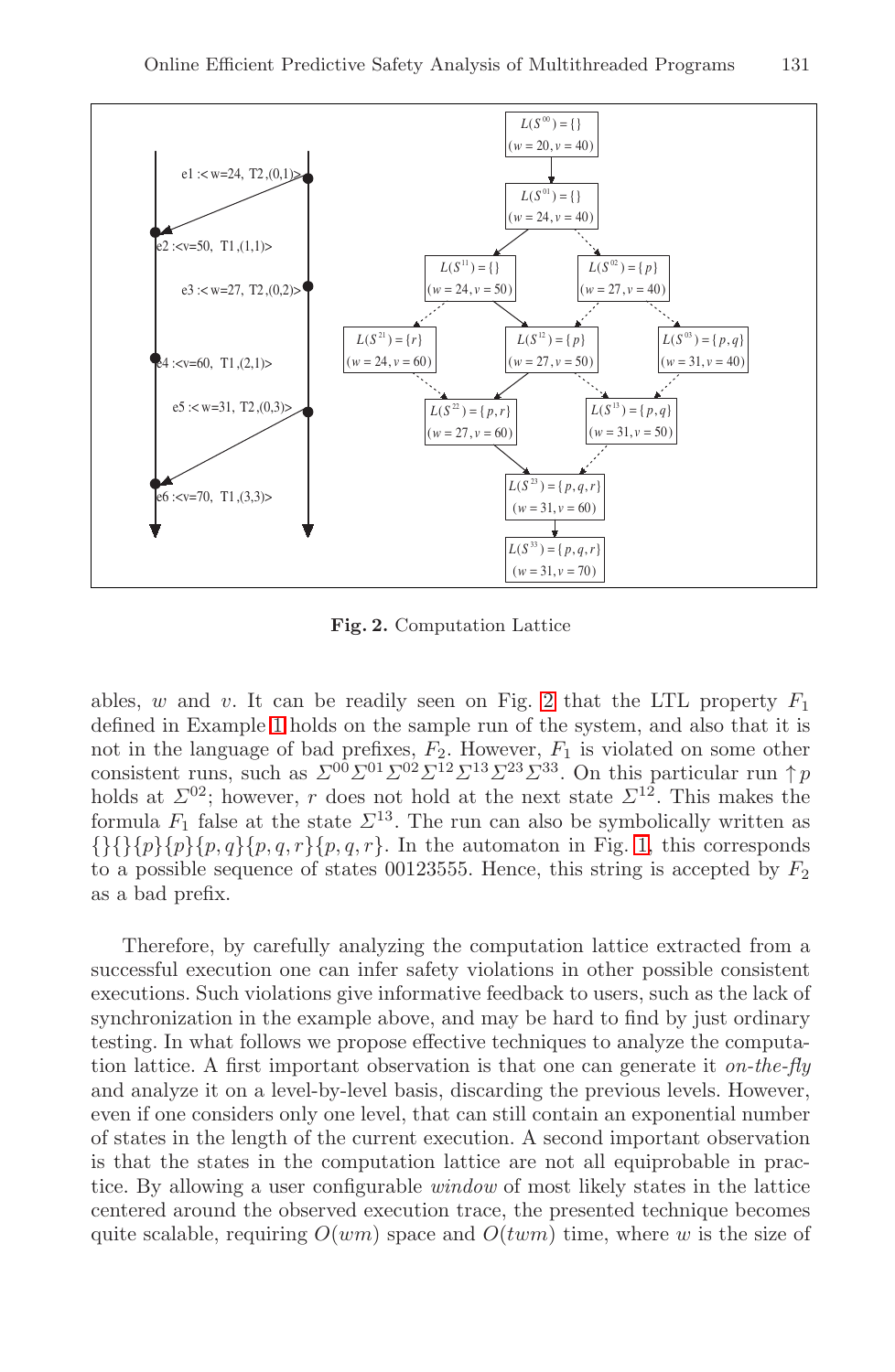**Fig. 2.** Computation Lattice

ables, $w$ and $v$. It can be readily seen on Fig. 2 that the LTL property $F_1$ defined in Example 1 holds on the sample run of the system, and also that it is not in the language of bad prefixes, $F_2$. However, $F_1$ is violated on some other consistent runs, such as $\Sigma^{00}\Sigma^{01}\Sigma^{02}\Sigma^{12}\Sigma^{13}\Sigma^{23}\Sigma^{33}$. On this particular run $\uparrow p$ holds at $\Sigma^{02}$; however, $r$ does not hold at the next state $\Sigma^{12}$. This makes the formula $F_1$ false at the state $\Sigma^{13}$. The run can also be symbolically written as $\{\}\{\}\{p\}\{p\}\{p,q\}\{p,q,r\}\{p,q,r\}$. In the automaton in Fig. 1, this corresponds to a possible sequence of states 00123555. Hence, this string is accepted by $F_2$ as a bad prefix.

Therefore, by carefully analyzing the computation lattice extracted from a successful execution one can infer safety violations in other possible consistent executions. Such violations give informative feedback to users, such as the lack of synchronization in the example above, and may be hard to find by just ordinary testing. In what follows we propose effective techniques to analyze the computation lattice. A first important observation is that one can generate it *on-the-fly* and analyze it on a level-by-level basis, discarding the previous levels. However, even if one considers only one level, that can still contain an exponential number of states in the length of the current execution. A second important observation is that the states in the computation lattice are not all equiprobable in practice. By allowing a user configurable *window* of most likely states in the lattice centered around the observed execution trace, the presented technique becomes quite scalable, requiring $O(wm)$ space and $O(twm)$ time, where $w$ is the size of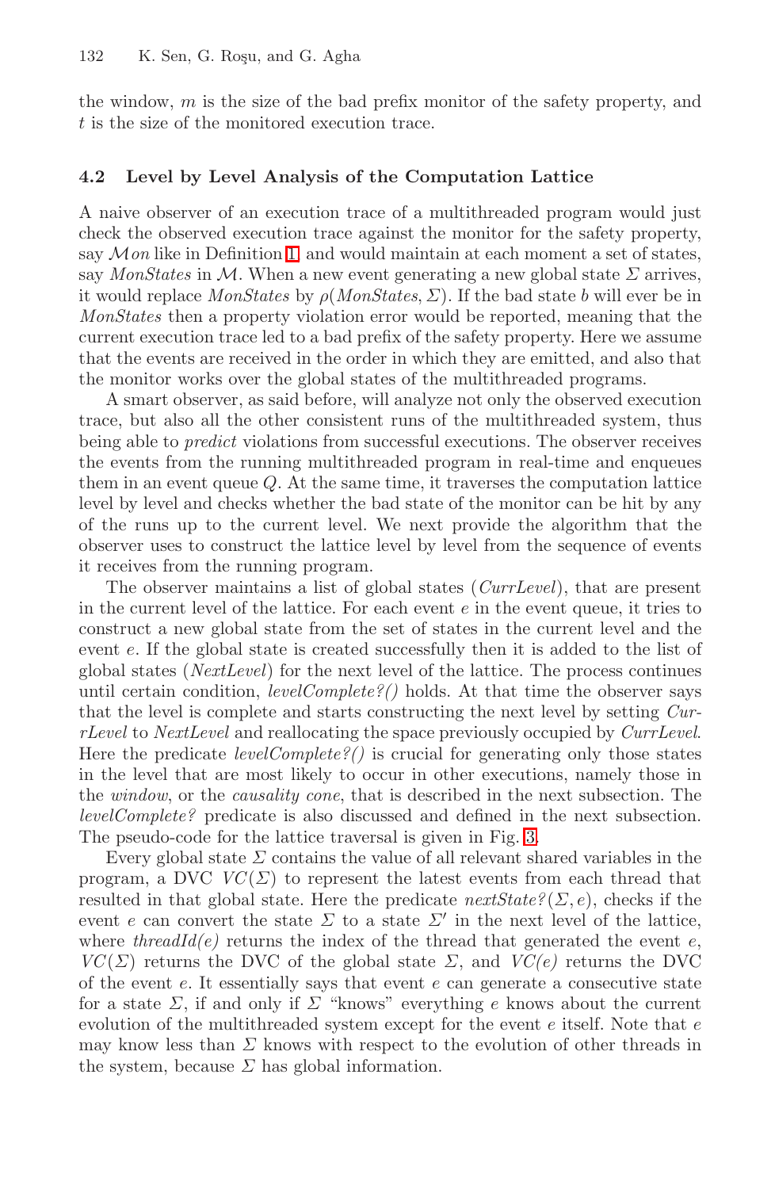the window, $m$ is the size of the bad prefix monitor of the safety property, and $t$ is the size of the monitored execution trace.

### 4.2 Level by Level Analysis of the Computation Lattice

A naive observer of an execution trace of a multithreaded program would just check the observed execution trace against the monitor for the safety property, say $\mathcal{M}on$ like in Definition 1, and would maintain at each moment a set of states, say *MonStates* in $\mathcal{M}$. When a new event generating a new global state $\Sigma$ arrives, it would replace *MonStates* by $\rho(MonStates, \Sigma)$. If the bad state $b$ will ever be in *MonStates* then a property violation error would be reported, meaning that the current execution trace led to a bad prefix of the safety property. Here we assume that the events are received in the order in which they are emitted, and also that the monitor works over the global states of the multithreaded programs.

A smart observer, as said before, will analyze not only the observed execution trace, but also all the other consistent runs of the multithreaded system, thus being able to *predict* violations from successful executions. The observer receives the events from the running multithreaded program in real-time and enqueues them in an event queue $Q$. At the same time, it traverses the computation lattice level by level and checks whether the bad state of the monitor can be hit by any of the runs up to the current level. We next provide the algorithm that the observer uses to construct the lattice level by level from the sequence of events it receives from the running program.

The observer maintains a list of global states (*CurrLevel*), that are present in the current level of the lattice. For each event $e$ in the event queue, it tries to construct a new global state from the set of states in the current level and the event $e$. If the global state is created successfully then it is added to the list of global states (*NextLevel*) for the next level of the lattice. The process continues until certain condition, *levelComplete?()* holds. At that time the observer says that the level is complete and starts constructing the next level by setting *CurrLevel* to *NextLevel* and reallocating the space previously occupied by *CurrLevel*. Here the predicate *levelComplete?()* is crucial for generating only those states in the level that are most likely to occur in other executions, namely those in the *window*, or the *causality cone*, that is described in the next subsection. The *levelComplete?* predicate is also discussed and defined in the next subsection. The pseudo-code for the lattice traversal is given in Fig. 3.

Every global state $\Sigma$ contains the value of all relevant shared variables in the program, a DVC $VC(\Sigma)$ to represent the latest events from each thread that resulted in that global state. Here the predicate *nextState?*$(\Sigma, e)$, checks if the event $e$ can convert the state $\Sigma$ to a state $\Sigma'$ in the next level of the lattice, where *threadId(e)* returns the index of the thread that generated the event $e$, $VC(\Sigma)$ returns the DVC of the global state $\Sigma$, and $VC(e)$ returns the DVC of the event $e$. It essentially says that event $e$ can generate a consecutive state for a state $\Sigma$, if and only if $\Sigma$ "knows" everything $e$ knows about the current evolution of the multithreaded system except for the event $e$ itself. Note that $e$ may know less than $\Sigma$ knows with respect to the evolution of other threads in the system, because $\Sigma$ has global information.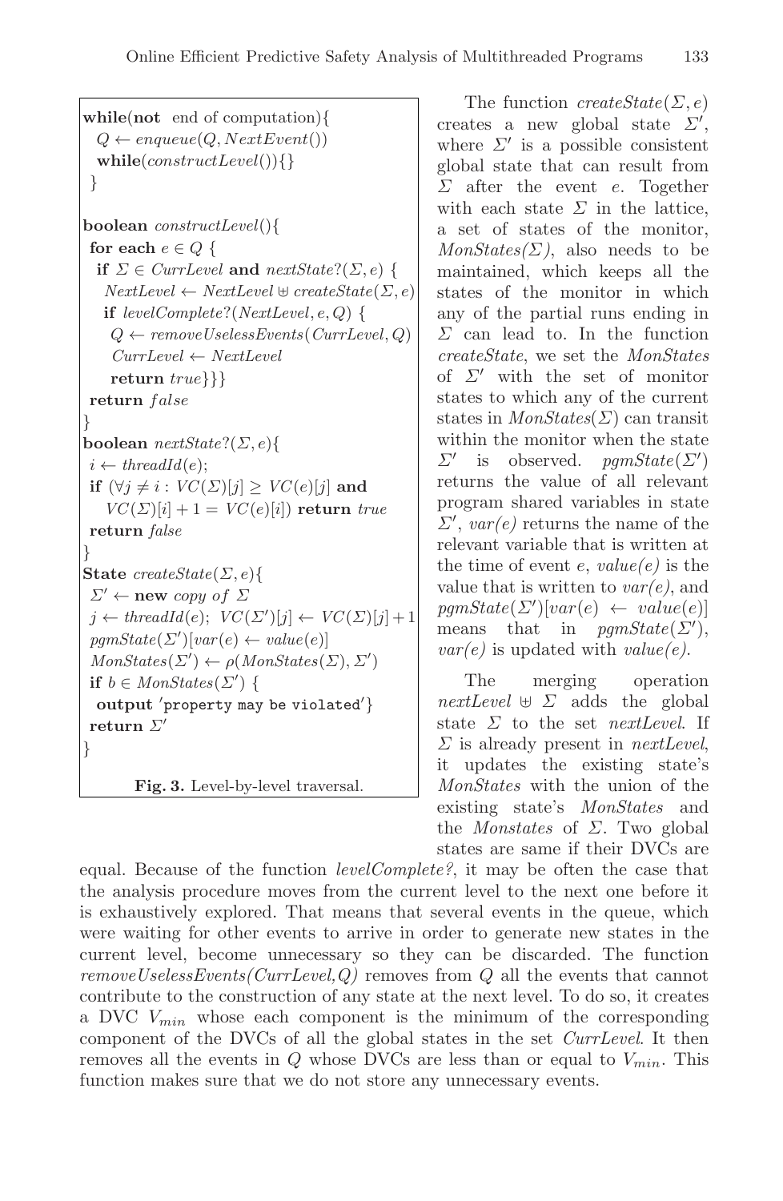```
while(not end of computation){
  Q ← enqueue(Q, NextEvent())
  while(constructLevel()){}
}

boolean constructLevel(){
 for each e ∈ Q {
  if Σ ∈ CurrLevel and nextState?(Σ, e) {
   NextLevel ← NextLevel ⊎ createState(Σ, e)
   if levelComplete?(NextLevel, e, Q) {
    Q ← removeUselessEvents(CurrLevel, Q)
    CurrLevel ← NextLevel
    return true}}}
 return false
}
boolean nextState?(Σ, e){
 i ← threadId(e);
 if (∀j ≠ i : VC(Σ)[j] ≥ VC(e)[j] and
    VC(Σ)[i] + 1 = VC(e)[i]) return true
 return false
}
State createState(Σ, e){
 Σ' ← new copy of Σ
 j ← threadId(e); VC(Σ')[j] ← VC(Σ)[j] + 1
 pgmState(Σ')[var(e) ← value(e)]
 MonStates(Σ') ← ρ(MonStates(Σ), Σ')
 if b ∈ MonStates(Σ') {
  output 'property may be violated'}
 return Σ'
}
```

**Fig. 3.** Level-by-level traversal.

The function *createState*$(\Sigma, e)$ creates a new global state $\Sigma'$, where $\Sigma'$ is a possible consistent global state that can result from $\Sigma$ after the event $e$. Together with each state $\Sigma$ in the lattice, a set of states of the monitor, *MonStates*$(\Sigma)$, also needs to be maintained, which keeps all the states of the monitor in which any of the partial runs ending in $\Sigma$ can lead to. In the function *createState*, we set the *MonStates* of $\Sigma'$ with the set of monitor states to which any of the current states in *MonStates*$(\Sigma)$ can transit within the monitor when the state $\Sigma'$ is observed. *pgmState*$(\Sigma')$ returns the value of all relevant program shared variables in state $\Sigma'$, *var(e)* returns the name of the relevant variable that is written at the time of event $e$, *value(e)* is the value that is written to *var(e)*, and *pgmState*$(\Sigma')[var(e) \leftarrow value(e)]$ means that in *pgmState*$(\Sigma')$, *var(e)* is updated with *value(e)*.

The merging operation $nextLevel \uplus \Sigma$ adds the global state $\Sigma$ to the set *nextLevel*. If $\Sigma$ is already present in *nextLevel*, it updates the existing state's *MonStates* with the union of the existing state's *MonStates* and the *Monstates* of $\Sigma$. Two global states are same if their DVCs are equal. Because of the function *levelComplete?*, it may be often the case that the analysis procedure moves from the current level to the next one before it is exhaustively explored. That means that several events in the queue, which were waiting for other events to arrive in order to generate new states in the current level, become unnecessary so they can be discarded. The function *removeUselessEvents(CurrLevel,Q)* removes from $Q$ all the events that cannot contribute to the construction of any state at the next level. To do so, it creates a DVC $V_{min}$ whose each component is the minimum of the corresponding component of the DVCs of all the global states in the set *CurrLevel*. It then removes all the events in $Q$ whose DVCs are less than or equal to $V_{min}$. This function makes sure that we do not store any unnecessary events.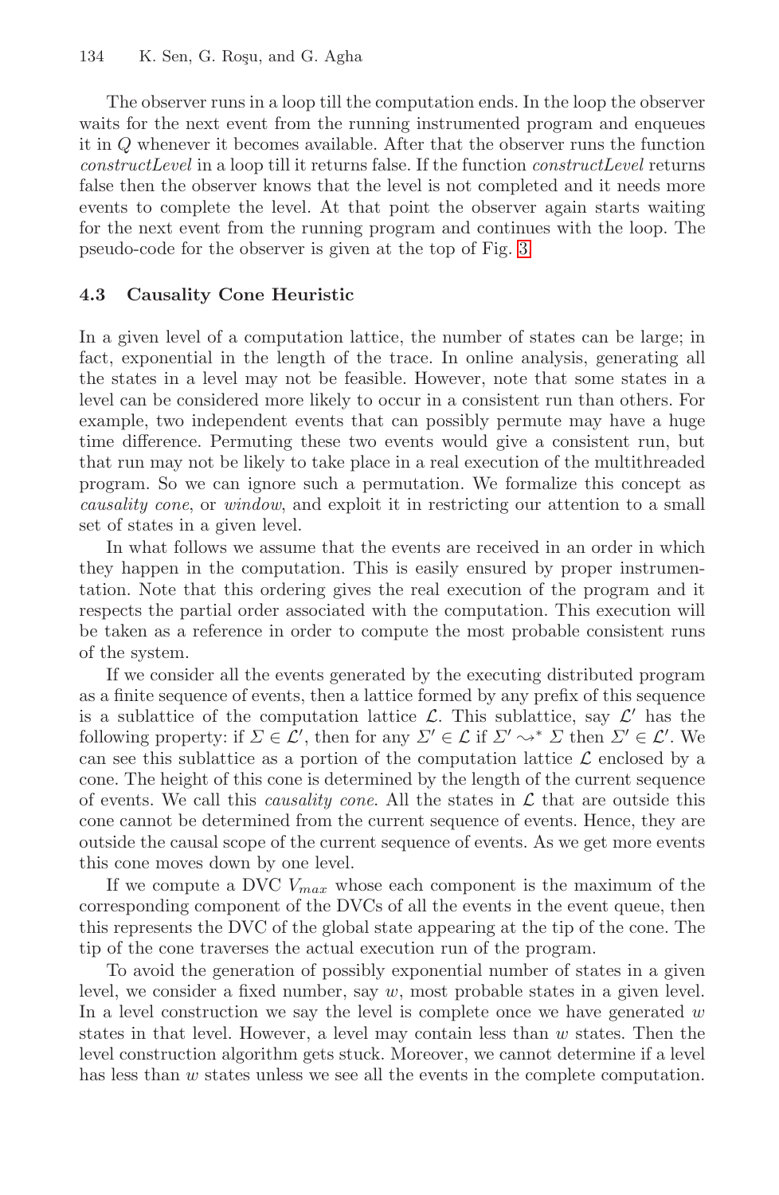The observer runs in a loop till the computation ends. In the loop the observer waits for the next event from the running instrumented program and enqueues it in $Q$ whenever it becomes available. After that the observer runs the function *constructLevel* in a loop till it returns false. If the function *constructLevel* returns false then the observer knows that the level is not completed and it needs more events to complete the level. At that point the observer again starts waiting for the next event from the running program and continues with the loop. The pseudo-code for the observer is given at the top of Fig. 3.

### 4.3 Causality Cone Heuristic

In a given level of a computation lattice, the number of states can be large; in fact, exponential in the length of the trace. In online analysis, generating all the states in a level may not be feasible. However, note that some states in a level can be considered more likely to occur in a consistent run than others. For example, two independent events that can possibly permute may have a huge time difference. Permuting these two events would give a consistent run, but that run may not be likely to take place in a real execution of the multithreaded program. So we can ignore such a permutation. We formalize this concept as *causality cone*, or *window*, and exploit it in restricting our attention to a small set of states in a given level.

In what follows we assume that the events are received in an order in which they happen in the computation. This is easily ensured by proper instrumentation. Note that this ordering gives the real execution of the program and it respects the partial order associated with the computation. This execution will be taken as a reference in order to compute the most probable consistent runs of the system.

If we consider all the events generated by the executing distributed program as a finite sequence of events, then a lattice formed by any prefix of this sequence is a sublattice of the computation lattice $\mathcal{L}$. This sublattice, say $\mathcal{L}'$ has the following property: if $\Sigma \in \mathcal{L}'$, then for any $\Sigma' \in \mathcal{L}$ if $\Sigma' \leadsto^* \Sigma$ then $\Sigma' \in \mathcal{L}'$. We can see this sublattice as a portion of the computation lattice $\mathcal{L}$ enclosed by a cone. The height of this cone is determined by the length of the current sequence of events. We call this *causality cone*. All the states in $\mathcal{L}$ that are outside this cone cannot be determined from the current sequence of events. Hence, they are outside the causal scope of the current sequence of events. As we get more events this cone moves down by one level.

If we compute a DVC $V_{max}$ whose each component is the maximum of the corresponding component of the DVCs of all the events in the event queue, then this represents the DVC of the global state appearing at the tip of the cone. The tip of the cone traverses the actual execution run of the program.

To avoid the generation of possibly exponential number of states in a given level, we consider a fixed number, say $w$, most probable states in a given level. In a level construction we say the level is complete once we have generated $w$ states in that level. However, a level may contain less than $w$ states. Then the level construction algorithm gets stuck. Moreover, we cannot determine if a level has less than $w$ states unless we see all the events in the complete computation.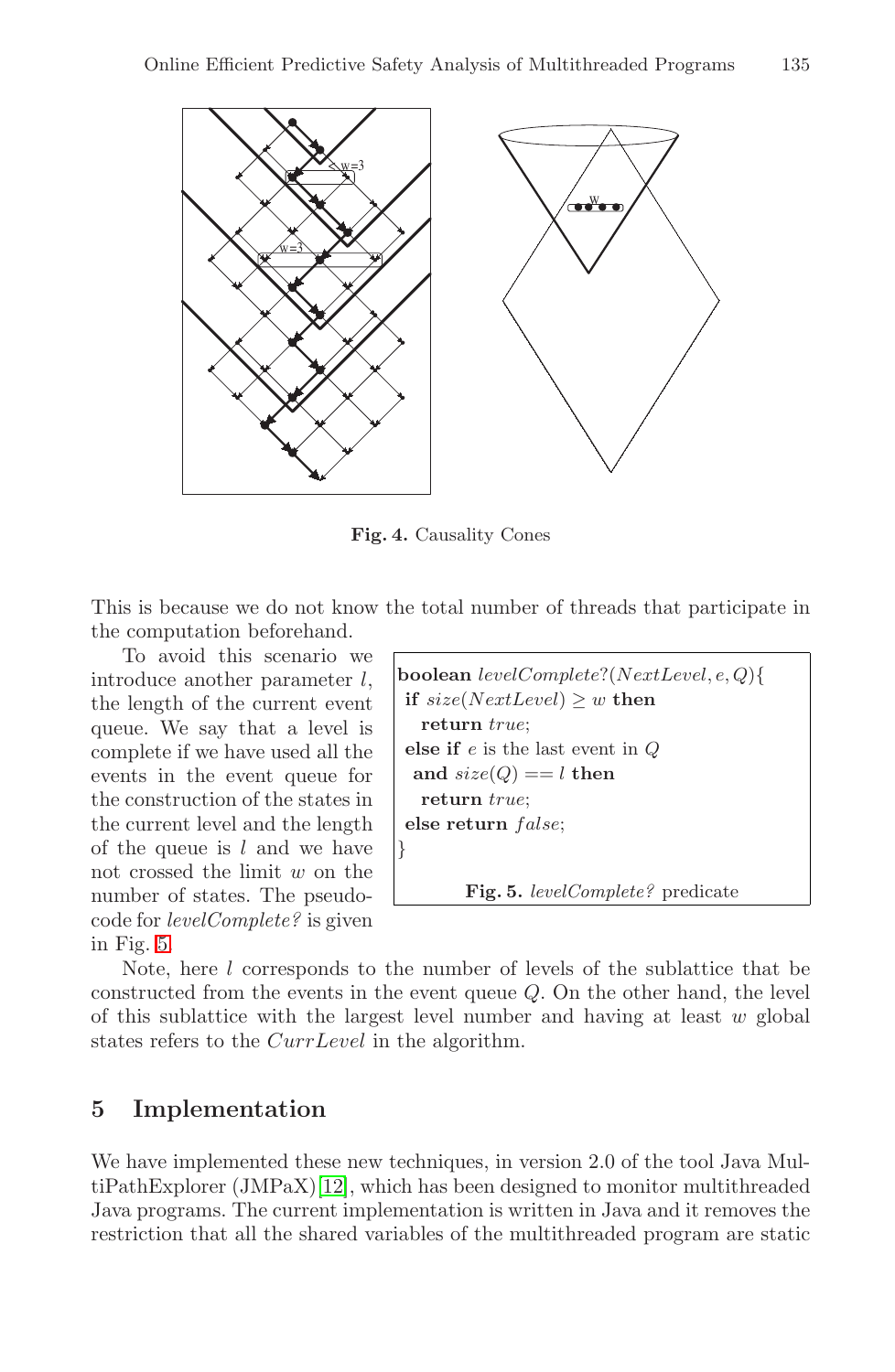Fig. 4. Causality Cones

This is because we do not know the total number of threads that participate in the computation beforehand.

To avoid this scenario we introduce another parameter $l$, the length of the current event queue. We say that a level is complete if we have used all the events in the event queue for the construction of the states in the current level and the length of the queue is $l$ and we have not crossed the limit $w$ on the number of states. The pseudocode for *levelComplete?* is given in Fig. 5.

```
boolean levelComplete?(NextLevel, e, Q){
 if size(NextLevel) ≥ w then
   return true;
 else if e is the last event in Q
  and size(Q) == l then
   return true;
 else return false;
}
```

**Fig. 5.** *levelComplete?* predicate

Note, here $l$ corresponds to the number of levels of the sublattice that be constructed from the events in the event queue $Q$. On the other hand, the level of this sublattice with the largest level number and having at least $w$ global states refers to the $CurrLevel$ in the algorithm.

## 5 Implementation

We have implemented these new techniques, in version 2.0 of the tool Java MultiPathExplorer (JMPaX) [12], which has been designed to monitor multithreaded Java programs. The current implementation is written in Java and it removes the restriction that all the shared variables of the multithreaded program are static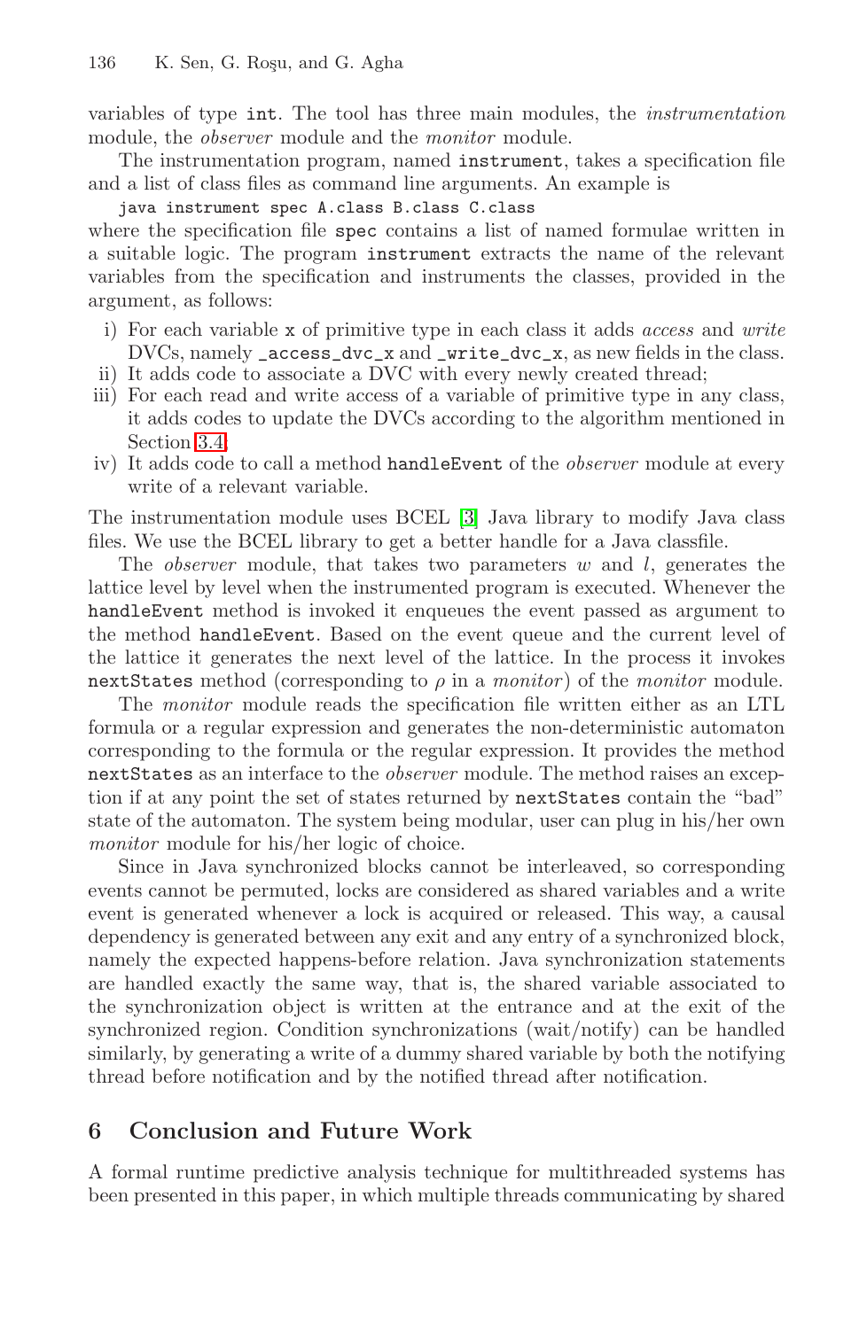variables of type int. The tool has three main modules, the *instrumentation* module, the *observer* module and the *monitor* module.

The instrumentation program, named instrument, takes a specification file and a list of class files as command line arguments. An example is

```
java instrument spec A.class B.class C.class
```

where the specification file spec contains a list of named formulae written in a suitable logic. The program instrument extracts the name of the relevant variables from the specification and instruments the classes, provided in the argument, as follows:

- i) For each variable x of primitive type in each class it adds *access* and *write* DVCs, namely _access_dvc_x and _write_dvc_x, as new fields in the class.
- ii) It adds code to associate a DVC with every newly created thread;
- iii) For each read and write access of a variable of primitive type in any class, it adds codes to update the DVCs according to the algorithm mentioned in Section 3.4;
- iv) It adds code to call a method handleEvent of the *observer* module at every write of a relevant variable.

The instrumentation module uses BCEL [3] Java library to modify Java class files. We use the BCEL library to get a better handle for a Java classfile.

The *observer* module, that takes two parameters $w$ and $l$, generates the lattice level by level when the instrumented program is executed. Whenever the handleEvent method is invoked it enqueues the event passed as argument to the method handleEvent. Based on the event queue and the current level of the lattice it generates the next level of the lattice. In the process it invokes nextStates method (corresponding to $\rho$ in a *monitor*) of the *monitor* module.

The *monitor* module reads the specification file written either as an LTL formula or a regular expression and generates the non-deterministic automaton corresponding to the formula or the regular expression. It provides the method nextStates as an interface to the *observer* module. The method raises an exception if at any point the set of states returned by nextStates contain the "bad" state of the automaton. The system being modular, user can plug in his/her own *monitor* module for his/her logic of choice.

Since in Java synchronized blocks cannot be interleaved, so corresponding events cannot be permuted, locks are considered as shared variables and a write event is generated whenever a lock is acquired or released. This way, a causal dependency is generated between any exit and any entry of a synchronized block, namely the expected happens-before relation. Java synchronization statements are handled exactly the same way, that is, the shared variable associated to the synchronization object is written at the entrance and at the exit of the synchronized region. Condition synchronizations (wait/notify) can be handled similarly, by generating a write of a dummy shared variable by both the notifying thread before notification and by the notified thread after notification.

## 6 Conclusion and Future Work

A formal runtime predictive analysis technique for multithreaded systems has been presented in this paper, in which multiple threads communicating by shared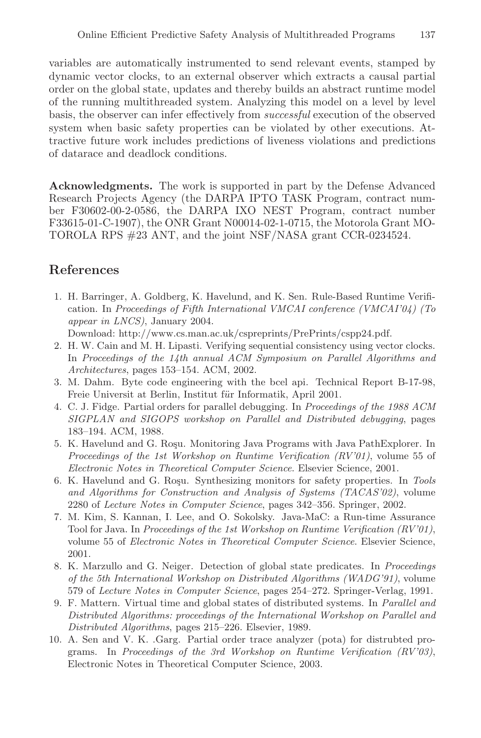variables are automatically instrumented to send relevant events, stamped by dynamic vector clocks, to an external observer which extracts a causal partial order on the global state, updates and thereby builds an abstract runtime model of the running multithreaded system. Analyzing this model on a level by level basis, the observer can infer effectively from *successful* execution of the observed system when basic safety properties can be violated by other executions. Attractive future work includes predictions of liveness violations and predictions of datarace and deadlock conditions.

**Acknowledgments.** The work is supported in part by the Defense Advanced Research Projects Agency (the DARPA IPTO TASK Program, contract number F30602-00-2-0586, the DARPA IXO NEST Program, contract number F33615-01-C-1907), the ONR Grant N00014-02-1-0715, the Motorola Grant MOTOROLA RPS #23 ANT, and the joint NSF/NASA grant CCR-0234524.

## References

1. H. Barringer, A. Goldberg, K. Havelund, and K. Sen. Rule-Based Runtime Verification. In *Proceedings of Fifth International VMCAI conference (VMCAI'04) (To appear in LNCS)*, January 2004.
   Download: http://www.cs.man.ac.uk/cspreprints/PrePrints/cspp24.pdf.
2. H. W. Cain and M. H. Lipasti. Verifying sequential consistency using vector clocks. In *Proceedings of the 14th annual ACM Symposium on Parallel Algorithms and Architectures*, pages 153–154. ACM, 2002.
3. M. Dahm. Byte code engineering with the bcel api. Technical Report B-17-98, Freie Universit at Berlin, Institut für Informatik, April 2001.
4. C. J. Fidge. Partial orders for parallel debugging. In *Proceedings of the 1988 ACM SIGPLAN and SIGOPS workshop on Parallel and Distributed debugging*, pages 183–194. ACM, 1988.
5. K. Havelund and G. Roşu. Monitoring Java Programs with Java PathExplorer. In *Proceedings of the 1st Workshop on Runtime Verification (RV'01)*, volume 55 of *Electronic Notes in Theoretical Computer Science*. Elsevier Science, 2001.
6. K. Havelund and G. Roşu. Synthesizing monitors for safety properties. In *Tools and Algorithms for Construction and Analysis of Systems (TACAS'02)*, volume 2280 of *Lecture Notes in Computer Science*, pages 342–356. Springer, 2002.
7. M. Kim, S. Kannan, I. Lee, and O. Sokolsky. Java-MaC: a Run-time Assurance Tool for Java. In *Proceedings of the 1st Workshop on Runtime Verification (RV'01)*, volume 55 of *Electronic Notes in Theoretical Computer Science*. Elsevier Science, 2001.
8. K. Marzullo and G. Neiger. Detection of global state predicates. In *Proceedings of the 5th International Workshop on Distributed Algorithms (WADG'91)*, volume 579 of *Lecture Notes in Computer Science*, pages 254–272. Springer-Verlag, 1991.
9. F. Mattern. Virtual time and global states of distributed systems. In *Parallel and Distributed Algorithms: proceedings of the International Workshop on Parallel and Distributed Algorithms*, pages 215–226. Elsevier, 1989.
10. A. Sen and V. K. .Garg. Partial order trace analyzer (pota) for distrubted programs. In *Proceedings of the 3rd Workshop on Runtime Verification (RV'03)*, Electronic Notes in Theoretical Computer Science, 2003.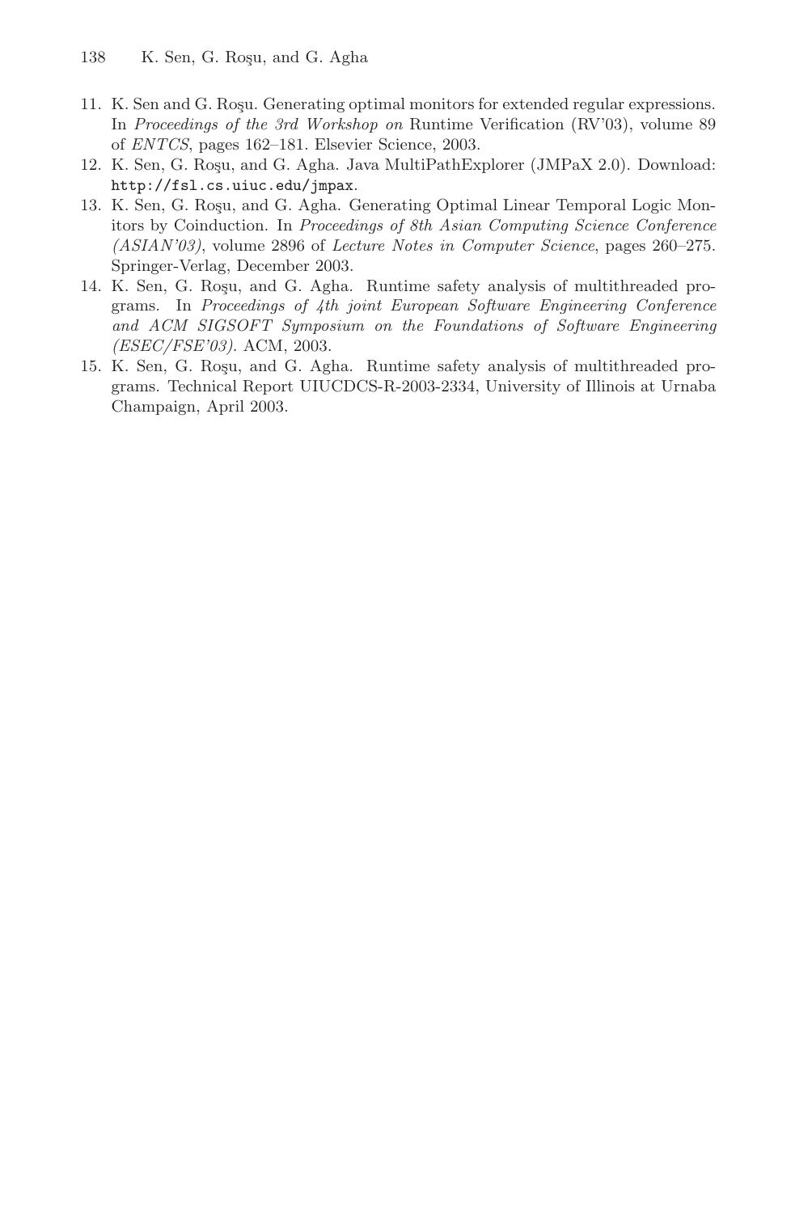11. K. Sen and G. Roşu. Generating optimal monitors for extended regular expressions. In *Proceedings of the 3rd Workshop on* Runtime Verification (RV'03), volume 89 of *ENTCS*, pages 162–181. Elsevier Science, 2003.
12. K. Sen, G. Roşu, and G. Agha. Java MultiPathExplorer (JMPaX 2.0). Download: `http://fsl.cs.uiuc.edu/jmpax`.
13. K. Sen, G. Roşu, and G. Agha. Generating Optimal Linear Temporal Logic Monitors by Coinduction. In *Proceedings of 8th Asian Computing Science Conference (ASIAN'03)*, volume 2896 of *Lecture Notes in Computer Science*, pages 260–275. Springer-Verlag, December 2003.
14. K. Sen, G. Roşu, and G. Agha. Runtime safety analysis of multithreaded programs. In *Proceedings of 4th joint European Software Engineering Conference and ACM SIGSOFT Symposium on the Foundations of Software Engineering (ESEC/FSE'03)*. ACM, 2003.
15. K. Sen, G. Roşu, and G. Agha. Runtime safety analysis of multithreaded programs. Technical Report UIUCDCS-R-2003-2334, University of Illinois at Urnaba Champaign, April 2003.